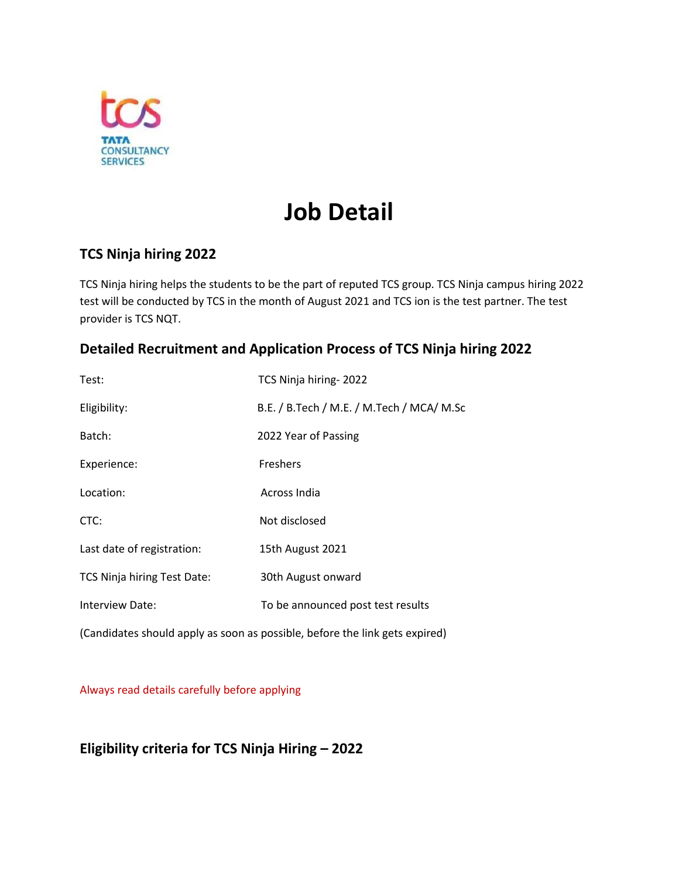# Job Detail

## TCS Ninja hiring 2022

TCS Ninja hiring helps the students to be the part of reputed TCS group. TCS Ninja campus hiring 2022 test will be conducted by TCS in the month of August 2021 and TCS ion is the test partner. The test provider is TCS NQT.

## Detailed Recruitment and Application Process of TCS Ninja hiring 2022

| | |
|---|---|
| Test: | TCS Ninja hiring- 2022 |
| Eligibility: | B.E. / B.Tech / M.E. / M.Tech / MCA/ M.Sc |
| Batch: | 2022 Year of Passing |
| Experience: | Freshers |
| Location: | Across India |
| CTC: | Not disclosed |
| Last date of registration: | 15th August 2021 |
| TCS Ninja hiring Test Date: | 30th August onward |
| Interview Date: | To be announced post test results |

(Candidates should apply as soon as possible, before the link gets expired)

Always read details carefully before applying

## Eligibility criteria for TCS Ninja Hiring – 2022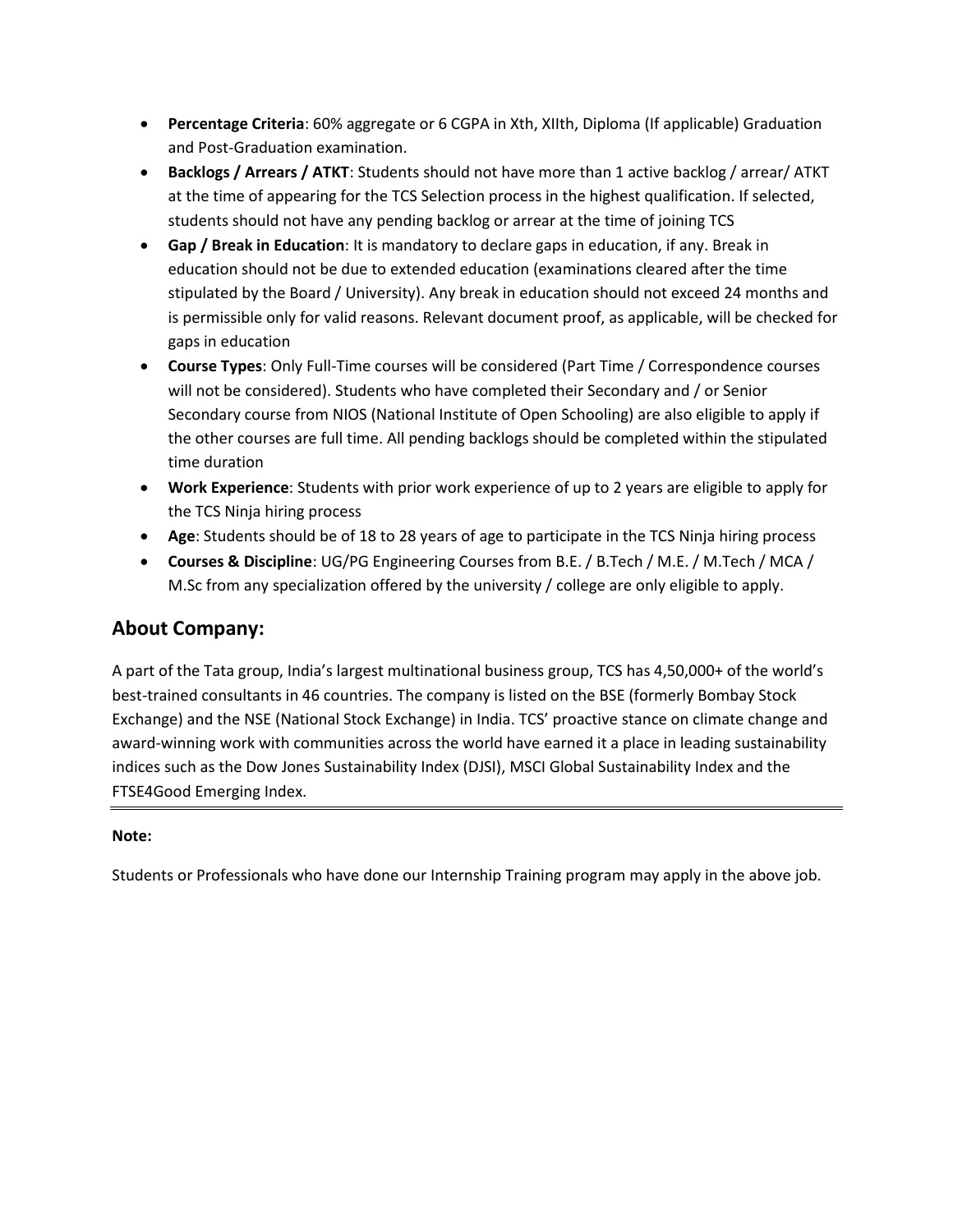- **Percentage Criteria**: 60% aggregate or 6 CGPA in Xth, XIIth, Diploma (If applicable) Graduation and Post-Graduation examination.
- **Backlogs / Arrears / ATKT**: Students should not have more than 1 active backlog / arrear/ ATKT at the time of appearing for the TCS Selection process in the highest qualification. If selected, students should not have any pending backlog or arrear at the time of joining TCS
- **Gap / Break in Education**: It is mandatory to declare gaps in education, if any. Break in education should not be due to extended education (examinations cleared after the time stipulated by the Board / University). Any break in education should not exceed 24 months and is permissible only for valid reasons. Relevant document proof, as applicable, will be checked for gaps in education
- **Course Types**: Only Full-Time courses will be considered (Part Time / Correspondence courses will not be considered). Students who have completed their Secondary and / or Senior Secondary course from NIOS (National Institute of Open Schooling) are also eligible to apply if the other courses are full time. All pending backlogs should be completed within the stipulated time duration
- **Work Experience**: Students with prior work experience of up to 2 years are eligible to apply for the TCS Ninja hiring process
- **Age**: Students should be of 18 to 28 years of age to participate in the TCS Ninja hiring process
- **Courses & Discipline**: UG/PG Engineering Courses from B.E. / B.Tech / M.E. / M.Tech / MCA / M.Sc from any specialization offered by the university / college are only eligible to apply.

## About Company:

A part of the Tata group, India's largest multinational business group, TCS has 4,50,000+ of the world's best-trained consultants in 46 countries. The company is listed on the BSE (formerly Bombay Stock Exchange) and the NSE (National Stock Exchange) in India. TCS' proactive stance on climate change and award-winning work with communities across the world have earned it a place in leading sustainability indices such as the Dow Jones Sustainability Index (DJSI), MSCI Global Sustainability Index and the FTSE4Good Emerging Index.

---

**Note:**

Students or Professionals who have done our Internship Training program may apply in the above job.